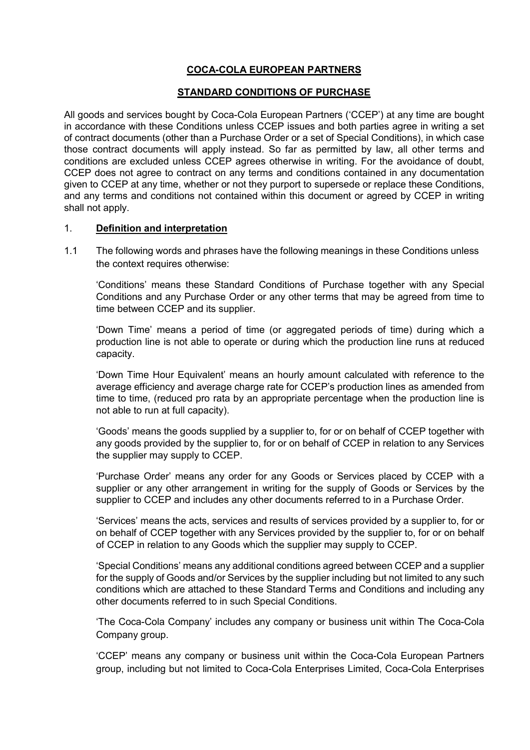# COCA-COLA EUROPEAN PARTNERS

## STANDARD CONDITIONS OF PURCHASE

All goods and services bought by Coca-Cola European Partners ('CCEP') at any time are bought in accordance with these Conditions unless CCEP issues and both parties agree in writing a set of contract documents (other than a Purchase Order or a set of Special Conditions), in which case those contract documents will apply instead. So far as permitted by law, all other terms and conditions are excluded unless CCEP agrees otherwise in writing. For the avoidance of doubt, CCEP does not agree to contract on any terms and conditions contained in any documentation given to CCEP at any time, whether or not they purport to supersede or replace these Conditions, and any terms and conditions not contained within this document or agreed by CCEP in writing shall not apply.

### 1. Definition and interpretation

1.1 The following words and phrases have the following meanings in these Conditions unless the context requires otherwise:

'Conditions' means these Standard Conditions of Purchase together with any Special Conditions and any Purchase Order or any other terms that may be agreed from time to time between CCEP and its supplier.

'Down Time' means a period of time (or aggregated periods of time) during which a production line is not able to operate or during which the production line runs at reduced capacity.

'Down Time Hour Equivalent' means an hourly amount calculated with reference to the average efficiency and average charge rate for CCEP's production lines as amended from time to time, (reduced pro rata by an appropriate percentage when the production line is not able to run at full capacity).

'Goods' means the goods supplied by a supplier to, for or on behalf of CCEP together with any goods provided by the supplier to, for or on behalf of CCEP in relation to any Services the supplier may supply to CCEP.

'Purchase Order' means any order for any Goods or Services placed by CCEP with a supplier or any other arrangement in writing for the supply of Goods or Services by the supplier to CCEP and includes any other documents referred to in a Purchase Order.

'Services' means the acts, services and results of services provided by a supplier to, for or on behalf of CCEP together with any Services provided by the supplier to, for or on behalf of CCEP in relation to any Goods which the supplier may supply to CCEP.

'Special Conditions' means any additional conditions agreed between CCEP and a supplier for the supply of Goods and/or Services by the supplier including but not limited to any such conditions which are attached to these Standard Terms and Conditions and including any other documents referred to in such Special Conditions.

'The Coca-Cola Company' includes any company or business unit within The Coca-Cola Company group.

'CCEP' means any company or business unit within the Coca-Cola European Partners group, including but not limited to Coca-Cola Enterprises Limited, Coca-Cola Enterprises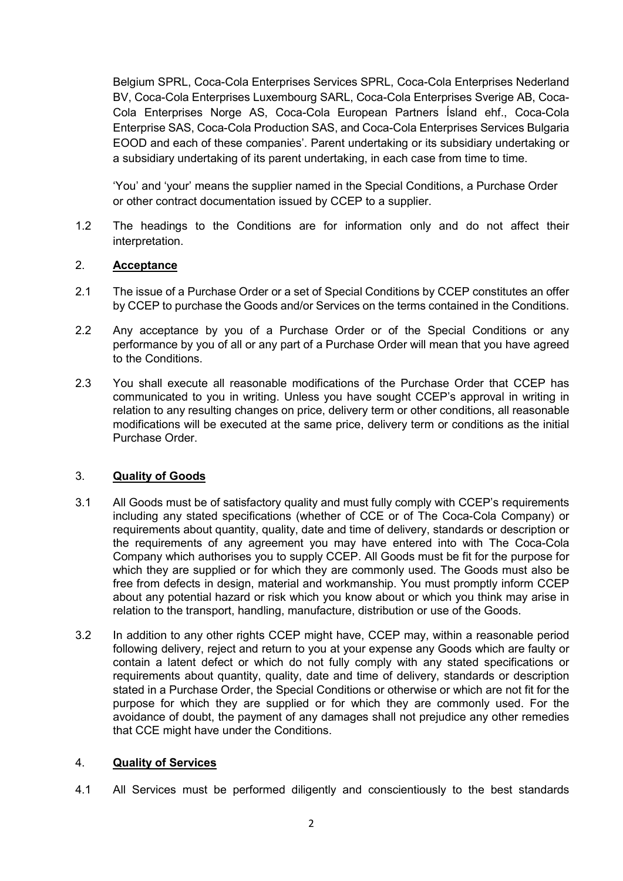Belgium SPRL, Coca-Cola Enterprises Services SPRL, Coca-Cola Enterprises Nederland BV, Coca-Cola Enterprises Luxembourg SARL, Coca-Cola Enterprises Sverige AB, Coca-Cola Enterprises Norge AS, Coca-Cola European Partners Ísland ehf., Coca-Cola Enterprise SAS, Coca-Cola Production SAS, and Coca-Cola Enterprises Services Bulgaria EOOD and each of these companies'. Parent undertaking or its subsidiary undertaking or a subsidiary undertaking of its parent undertaking, in each case from time to time.

'You' and 'your' means the supplier named in the Special Conditions, a Purchase Order or other contract documentation issued by CCEP to a supplier.

1.2 The headings to the Conditions are for information only and do not affect their interpretation.

## 2. **Acceptance**

2.1 The issue of a Purchase Order or a set of Special Conditions by CCEP constitutes an offer by CCEP to purchase the Goods and/or Services on the terms contained in the Conditions.

2.2 Any acceptance by you of a Purchase Order or of the Special Conditions or any performance by you of all or any part of a Purchase Order will mean that you have agreed to the Conditions.

2.3 You shall execute all reasonable modifications of the Purchase Order that CCEP has communicated to you in writing. Unless you have sought CCEP's approval in writing in relation to any resulting changes on price, delivery term or other conditions, all reasonable modifications will be executed at the same price, delivery term or conditions as the initial Purchase Order.

## 3. **Quality of Goods**

3.1 All Goods must be of satisfactory quality and must fully comply with CCEP's requirements including any stated specifications (whether of CCE or of The Coca-Cola Company) or requirements about quantity, quality, date and time of delivery, standards or description or the requirements of any agreement you may have entered into with The Coca-Cola Company which authorises you to supply CCEP. All Goods must be fit for the purpose for which they are supplied or for which they are commonly used. The Goods must also be free from defects in design, material and workmanship. You must promptly inform CCEP about any potential hazard or risk which you know about or which you think may arise in relation to the transport, handling, manufacture, distribution or use of the Goods.

3.2 In addition to any other rights CCEP might have, CCEP may, within a reasonable period following delivery, reject and return to you at your expense any Goods which are faulty or contain a latent defect or which do not fully comply with any stated specifications or requirements about quantity, quality, date and time of delivery, standards or description stated in a Purchase Order, the Special Conditions or otherwise or which are not fit for the purpose for which they are supplied or for which they are commonly used. For the avoidance of doubt, the payment of any damages shall not prejudice any other remedies that CCE might have under the Conditions.

## 4. **Quality of Services**

4.1 All Services must be performed diligently and conscientiously to the best standards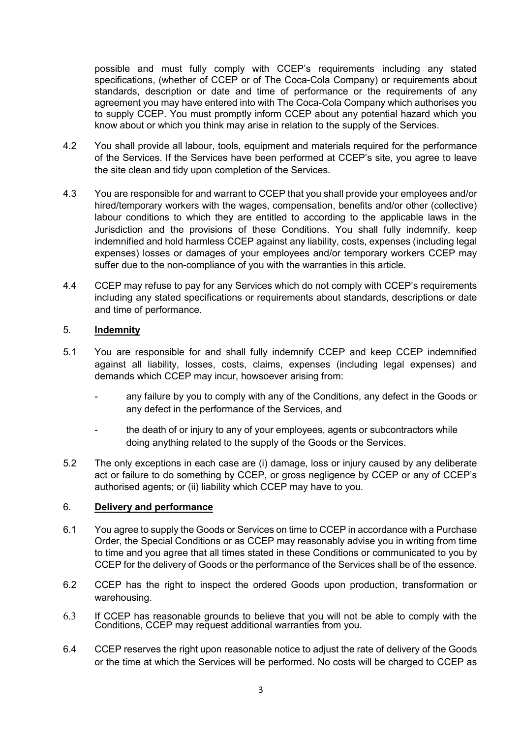possible and must fully comply with CCEP's requirements including any stated specifications, (whether of CCEP or of The Coca-Cola Company) or requirements about standards, description or date and time of performance or the requirements of any agreement you may have entered into with The Coca-Cola Company which authorises you to supply CCEP. You must promptly inform CCEP about any potential hazard which you know about or which you think may arise in relation to the supply of the Services.

4.2 You shall provide all labour, tools, equipment and materials required for the performance of the Services. If the Services have been performed at CCEP's site, you agree to leave the site clean and tidy upon completion of the Services.

4.3 You are responsible for and warrant to CCEP that you shall provide your employees and/or hired/temporary workers with the wages, compensation, benefits and/or other (collective) labour conditions to which they are entitled to according to the applicable laws in the Jurisdiction and the provisions of these Conditions. You shall fully indemnify, keep indemnified and hold harmless CCEP against any liability, costs, expenses (including legal expenses) losses or damages of your employees and/or temporary workers CCEP may suffer due to the non-compliance of you with the warranties in this article.

4.4 CCEP may refuse to pay for any Services which do not comply with CCEP's requirements including any stated specifications or requirements about standards, descriptions or date and time of performance.

## 5. **Indemnity**

5.1 You are responsible for and shall fully indemnify CCEP and keep CCEP indemnified against all liability, losses, costs, claims, expenses (including legal expenses) and demands which CCEP may incur, howsoever arising from:

- any failure by you to comply with any of the Conditions, any defect in the Goods or any defect in the performance of the Services, and
- the death of or injury to any of your employees, agents or subcontractors while doing anything related to the supply of the Goods or the Services.

5.2 The only exceptions in each case are (i) damage, loss or injury caused by any deliberate act or failure to do something by CCEP, or gross negligence by CCEP or any of CCEP's authorised agents; or (ii) liability which CCEP may have to you.

## 6. **Delivery and performance**

6.1 You agree to supply the Goods or Services on time to CCEP in accordance with a Purchase Order, the Special Conditions or as CCEP may reasonably advise you in writing from time to time and you agree that all times stated in these Conditions or communicated to you by CCEP for the delivery of Goods or the performance of the Services shall be of the essence.

6.2 CCEP has the right to inspect the ordered Goods upon production, transformation or warehousing.

6.3 If CCEP has reasonable grounds to believe that you will not be able to comply with the Conditions, CCEP may request additional warranties from you.

6.4 CCEP reserves the right upon reasonable notice to adjust the rate of delivery of the Goods or the time at which the Services will be performed. No costs will be charged to CCEP as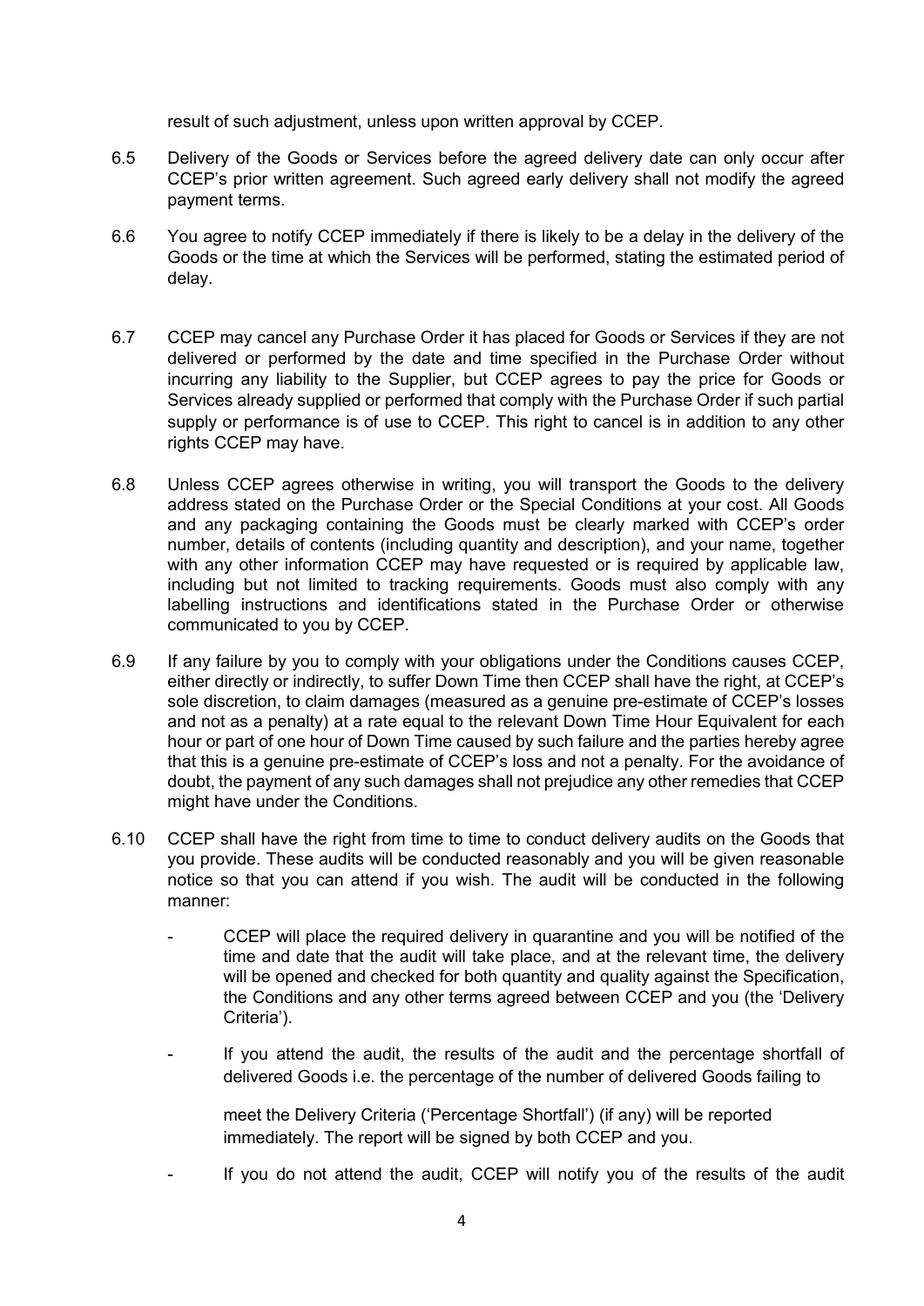result of such adjustment, unless upon written approval by CCEP.

6.5 Delivery of the Goods or Services before the agreed delivery date can only occur after CCEP's prior written agreement. Such agreed early delivery shall not modify the agreed payment terms.

6.6 You agree to notify CCEP immediately if there is likely to be a delay in the delivery of the Goods or the time at which the Services will be performed, stating the estimated period of delay.

6.7 CCEP may cancel any Purchase Order it has placed for Goods or Services if they are not delivered or performed by the date and time specified in the Purchase Order without incurring any liability to the Supplier, but CCEP agrees to pay the price for Goods or Services already supplied or performed that comply with the Purchase Order if such partial supply or performance is of use to CCEP. This right to cancel is in addition to any other rights CCEP may have.

6.8 Unless CCEP agrees otherwise in writing, you will transport the Goods to the delivery address stated on the Purchase Order or the Special Conditions at your cost. All Goods and any packaging containing the Goods must be clearly marked with CCEP's order number, details of contents (including quantity and description), and your name, together with any other information CCEP may have requested or is required by applicable law, including but not limited to tracking requirements. Goods must also comply with any labelling instructions and identifications stated in the Purchase Order or otherwise communicated to you by CCEP.

6.9 If any failure by you to comply with your obligations under the Conditions causes CCEP, either directly or indirectly, to suffer Down Time then CCEP shall have the right, at CCEP's sole discretion, to claim damages (measured as a genuine pre-estimate of CCEP's losses and not as a penalty) at a rate equal to the relevant Down Time Hour Equivalent for each hour or part of one hour of Down Time caused by such failure and the parties hereby agree that this is a genuine pre-estimate of CCEP's loss and not a penalty. For the avoidance of doubt, the payment of any such damages shall not prejudice any other remedies that CCEP might have under the Conditions.

6.10 CCEP shall have the right from time to time to conduct delivery audits on the Goods that you provide. These audits will be conducted reasonably and you will be given reasonable notice so that you can attend if you wish. The audit will be conducted in the following manner:

- CCEP will place the required delivery in quarantine and you will be notified of the time and date that the audit will take place, and at the relevant time, the delivery will be opened and checked for both quantity and quality against the Specification, the Conditions and any other terms agreed between CCEP and you (the 'Delivery Criteria').

- If you attend the audit, the results of the audit and the percentage shortfall of delivered Goods i.e. the percentage of the number of delivered Goods failing to meet the Delivery Criteria ('Percentage Shortfall') (if any) will be reported immediately. The report will be signed by both CCEP and you.

- If you do not attend the audit, CCEP will notify you of the results of the audit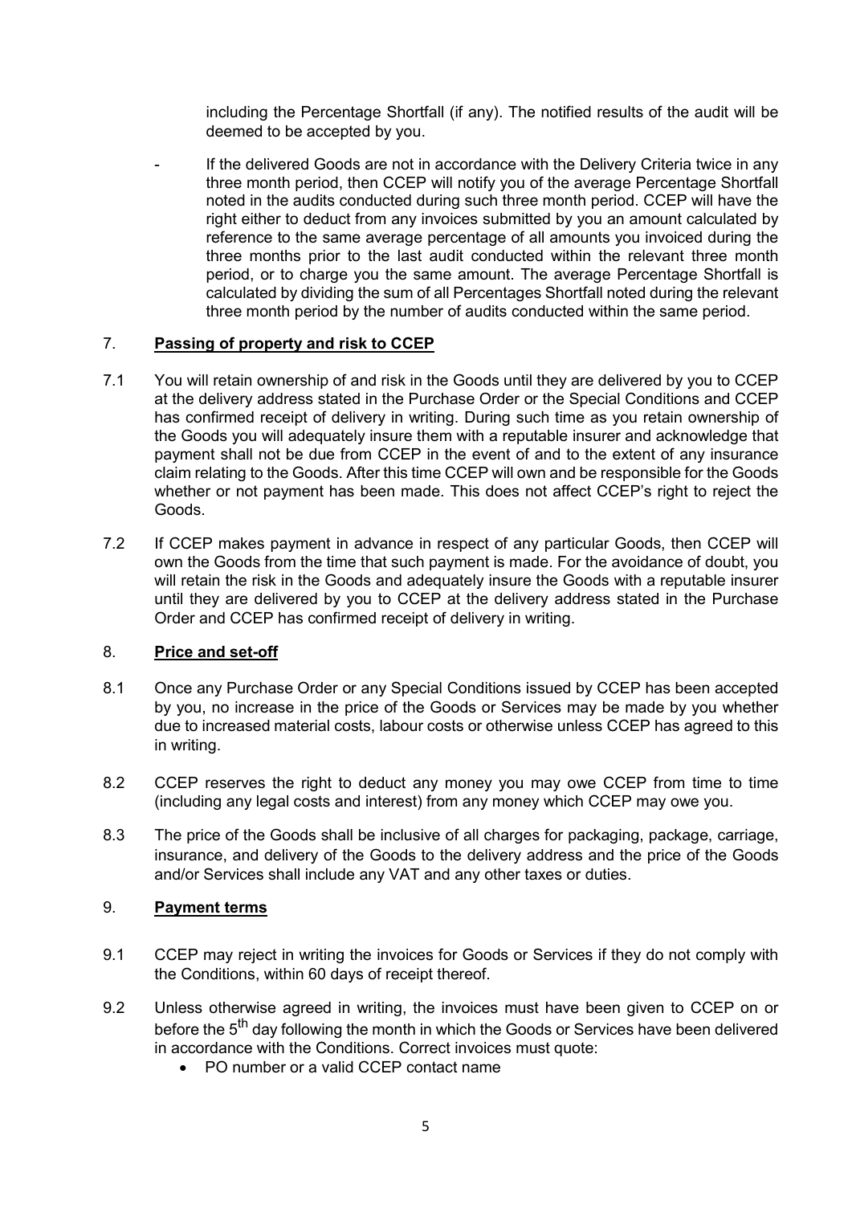including the Percentage Shortfall (if any). The notified results of the audit will be deemed to be accepted by you.

- If the delivered Goods are not in accordance with the Delivery Criteria twice in any three month period, then CCEP will notify you of the average Percentage Shortfall noted in the audits conducted during such three month period. CCEP will have the right either to deduct from any invoices submitted by you an amount calculated by reference to the same average percentage of all amounts you invoiced during the three months prior to the last audit conducted within the relevant three month period, or to charge you the same amount. The average Percentage Shortfall is calculated by dividing the sum of all Percentages Shortfall noted during the relevant three month period by the number of audits conducted within the same period.

## 7. <u>Passing of property and risk to CCEP</u>

7.1 You will retain ownership of and risk in the Goods until they are delivered by you to CCEP at the delivery address stated in the Purchase Order or the Special Conditions and CCEP has confirmed receipt of delivery in writing. During such time as you retain ownership of the Goods you will adequately insure them with a reputable insurer and acknowledge that payment shall not be due from CCEP in the event of and to the extent of any insurance claim relating to the Goods. After this time CCEP will own and be responsible for the Goods whether or not payment has been made. This does not affect CCEP's right to reject the Goods.

7.2 If CCEP makes payment in advance in respect of any particular Goods, then CCEP will own the Goods from the time that such payment is made. For the avoidance of doubt, you will retain the risk in the Goods and adequately insure the Goods with a reputable insurer until they are delivered by you to CCEP at the delivery address stated in the Purchase Order and CCEP has confirmed receipt of delivery in writing.

## 8. <u>Price and set-off</u>

8.1 Once any Purchase Order or any Special Conditions issued by CCEP has been accepted by you, no increase in the price of the Goods or Services may be made by you whether due to increased material costs, labour costs or otherwise unless CCEP has agreed to this in writing.

8.2 CCEP reserves the right to deduct any money you may owe CCEP from time to time (including any legal costs and interest) from any money which CCEP may owe you.

8.3 The price of the Goods shall be inclusive of all charges for packaging, package, carriage, insurance, and delivery of the Goods to the delivery address and the price of the Goods and/or Services shall include any VAT and any other taxes or duties.

## 9. <u>Payment terms</u>

9.1 CCEP may reject in writing the invoices for Goods or Services if they do not comply with the Conditions, within 60 days of receipt thereof.

9.2 Unless otherwise agreed in writing, the invoices must have been given to CCEP on or before the 5th day following the month in which the Goods or Services have been delivered in accordance with the Conditions. Correct invoices must quote:

- PO number or a valid CCEP contact name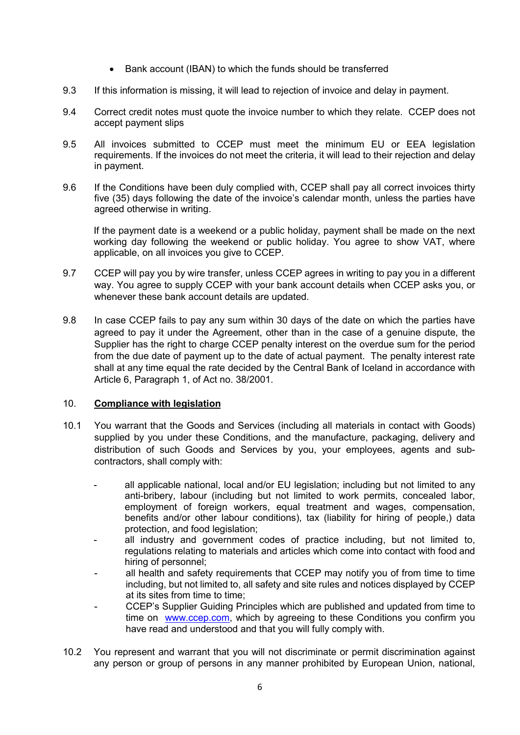- Bank account (IBAN) to which the funds should be transferred

9.3 If this information is missing, it will lead to rejection of invoice and delay in payment.

9.4 Correct credit notes must quote the invoice number to which they relate. CCEP does not accept payment slips

9.5 All invoices submitted to CCEP must meet the minimum EU or EEA legislation requirements. If the invoices do not meet the criteria, it will lead to their rejection and delay in payment.

9.6 If the Conditions have been duly complied with, CCEP shall pay all correct invoices thirty five (35) days following the date of the invoice's calendar month, unless the parties have agreed otherwise in writing.

If the payment date is a weekend or a public holiday, payment shall be made on the next working day following the weekend or public holiday. You agree to show VAT, where applicable, on all invoices you give to CCEP.

9.7 CCEP will pay you by wire transfer, unless CCEP agrees in writing to pay you in a different way. You agree to supply CCEP with your bank account details when CCEP asks you, or whenever these bank account details are updated.

9.8 In case CCEP fails to pay any sum within 30 days of the date on which the parties have agreed to pay it under the Agreement, other than in the case of a genuine dispute, the Supplier has the right to charge CCEP penalty interest on the overdue sum for the period from the due date of payment up to the date of actual payment. The penalty interest rate shall at any time equal the rate decided by the Central Bank of Iceland in accordance with Article 6, Paragraph 1, of Act no. 38/2001.

## 10. <u>Compliance with legislation</u>

10.1 You warrant that the Goods and Services (including all materials in contact with Goods) supplied by you under these Conditions, and the manufacture, packaging, delivery and distribution of such Goods and Services by you, your employees, agents and sub-contractors, shall comply with:

- all applicable national, local and/or EU legislation; including but not limited to any anti-bribery, labour (including but not limited to work permits, concealed labor, employment of foreign workers, equal treatment and wages, compensation, benefits and/or other labour conditions), tax (liability for hiring of people,) data protection, and food legislation;
- all industry and government codes of practice including, but not limited to, regulations relating to materials and articles which come into contact with food and hiring of personnel;
- all health and safety requirements that CCEP may notify you of from time to time including, but not limited to, all safety and site rules and notices displayed by CCEP at its sites from time to time;
- CCEP's Supplier Guiding Principles which are published and updated from time to time on www.ccep.com, which by agreeing to these Conditions you confirm you have read and understood and that you will fully comply with.

10.2 You represent and warrant that you will not discriminate or permit discrimination against any person or group of persons in any manner prohibited by European Union, national,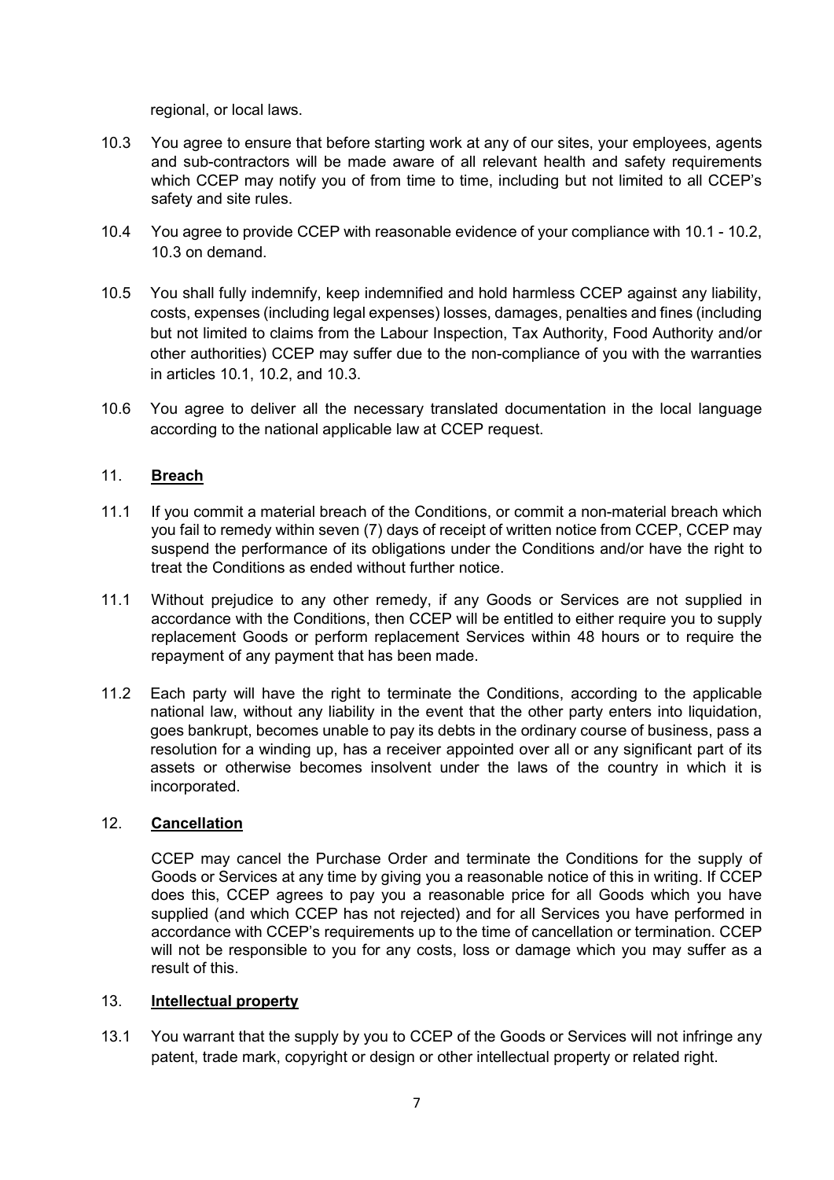regional, or local laws.

10.3 You agree to ensure that before starting work at any of our sites, your employees, agents and sub-contractors will be made aware of all relevant health and safety requirements which CCEP may notify you of from time to time, including but not limited to all CCEP's safety and site rules.

10.4 You agree to provide CCEP with reasonable evidence of your compliance with 10.1 - 10.2, 10.3 on demand.

10.5 You shall fully indemnify, keep indemnified and hold harmless CCEP against any liability, costs, expenses (including legal expenses) losses, damages, penalties and fines (including but not limited to claims from the Labour Inspection, Tax Authority, Food Authority and/or other authorities) CCEP may suffer due to the non-compliance of you with the warranties in articles 10.1, 10.2, and 10.3.

10.6 You agree to deliver all the necessary translated documentation in the local language according to the national applicable law at CCEP request.

## 11. **Breach**

11.1 If you commit a material breach of the Conditions, or commit a non-material breach which you fail to remedy within seven (7) days of receipt of written notice from CCEP, CCEP may suspend the performance of its obligations under the Conditions and/or have the right to treat the Conditions as ended without further notice.

11.1 Without prejudice to any other remedy, if any Goods or Services are not supplied in accordance with the Conditions, then CCEP will be entitled to either require you to supply replacement Goods or perform replacement Services within 48 hours or to require the repayment of any payment that has been made.

11.2 Each party will have the right to terminate the Conditions, according to the applicable national law, without any liability in the event that the other party enters into liquidation, goes bankrupt, becomes unable to pay its debts in the ordinary course of business, pass a resolution for a winding up, has a receiver appointed over all or any significant part of its assets or otherwise becomes insolvent under the laws of the country in which it is incorporated.

## 12. **Cancellation**

CCEP may cancel the Purchase Order and terminate the Conditions for the supply of Goods or Services at any time by giving you a reasonable notice of this in writing. If CCEP does this, CCEP agrees to pay you a reasonable price for all Goods which you have supplied (and which CCEP has not rejected) and for all Services you have performed in accordance with CCEP's requirements up to the time of cancellation or termination. CCEP will not be responsible to you for any costs, loss or damage which you may suffer as a result of this.

## 13. **Intellectual property**

13.1 You warrant that the supply by you to CCEP of the Goods or Services will not infringe any patent, trade mark, copyright or design or other intellectual property or related right.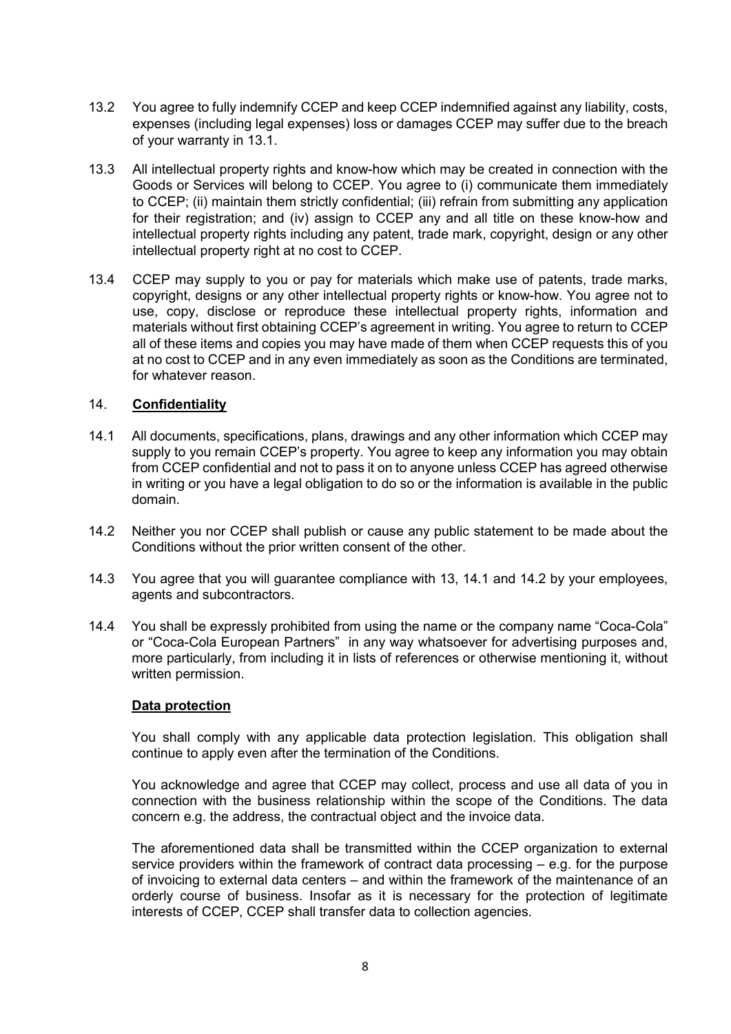13.2 You agree to fully indemnify CCEP and keep CCEP indemnified against any liability, costs, expenses (including legal expenses) loss or damages CCEP may suffer due to the breach of your warranty in 13.1.

13.3 All intellectual property rights and know-how which may be created in connection with the Goods or Services will belong to CCEP. You agree to (i) communicate them immediately to CCEP; (ii) maintain them strictly confidential; (iii) refrain from submitting any application for their registration; and (iv) assign to CCEP any and all title on these know-how and intellectual property rights including any patent, trade mark, copyright, design or any other intellectual property right at no cost to CCEP.

13.4 CCEP may supply to you or pay for materials which make use of patents, trade marks, copyright, designs or any other intellectual property rights or know-how. You agree not to use, copy, disclose or reproduce these intellectual property rights, information and materials without first obtaining CCEP's agreement in writing. You agree to return to CCEP all of these items and copies you may have made of them when CCEP requests this of you at no cost to CCEP and in any even immediately as soon as the Conditions are terminated, for whatever reason.

## 14. **Confidentiality**

14.1 All documents, specifications, plans, drawings and any other information which CCEP may supply to you remain CCEP's property. You agree to keep any information you may obtain from CCEP confidential and not to pass it on to anyone unless CCEP has agreed otherwise in writing or you have a legal obligation to do so or the information is available in the public domain.

14.2 Neither you nor CCEP shall publish or cause any public statement to be made about the Conditions without the prior written consent of the other.

14.3 You agree that you will guarantee compliance with 13, 14.1 and 14.2 by your employees, agents and subcontractors.

14.4 You shall be expressly prohibited from using the name or the company name "Coca-Cola" or "Coca-Cola European Partners" in any way whatsoever for advertising purposes and, more particularly, from including it in lists of references or otherwise mentioning it, without written permission.

**Data protection**

You shall comply with any applicable data protection legislation. This obligation shall continue to apply even after the termination of the Conditions.

You acknowledge and agree that CCEP may collect, process and use all data of you in connection with the business relationship within the scope of the Conditions. The data concern e.g. the address, the contractual object and the invoice data.

The aforementioned data shall be transmitted within the CCEP organization to external service providers within the framework of contract data processing – e.g. for the purpose of invoicing to external data centers – and within the framework of the maintenance of an orderly course of business. Insofar as it is necessary for the protection of legitimate interests of CCEP, CCEP shall transfer data to collection agencies.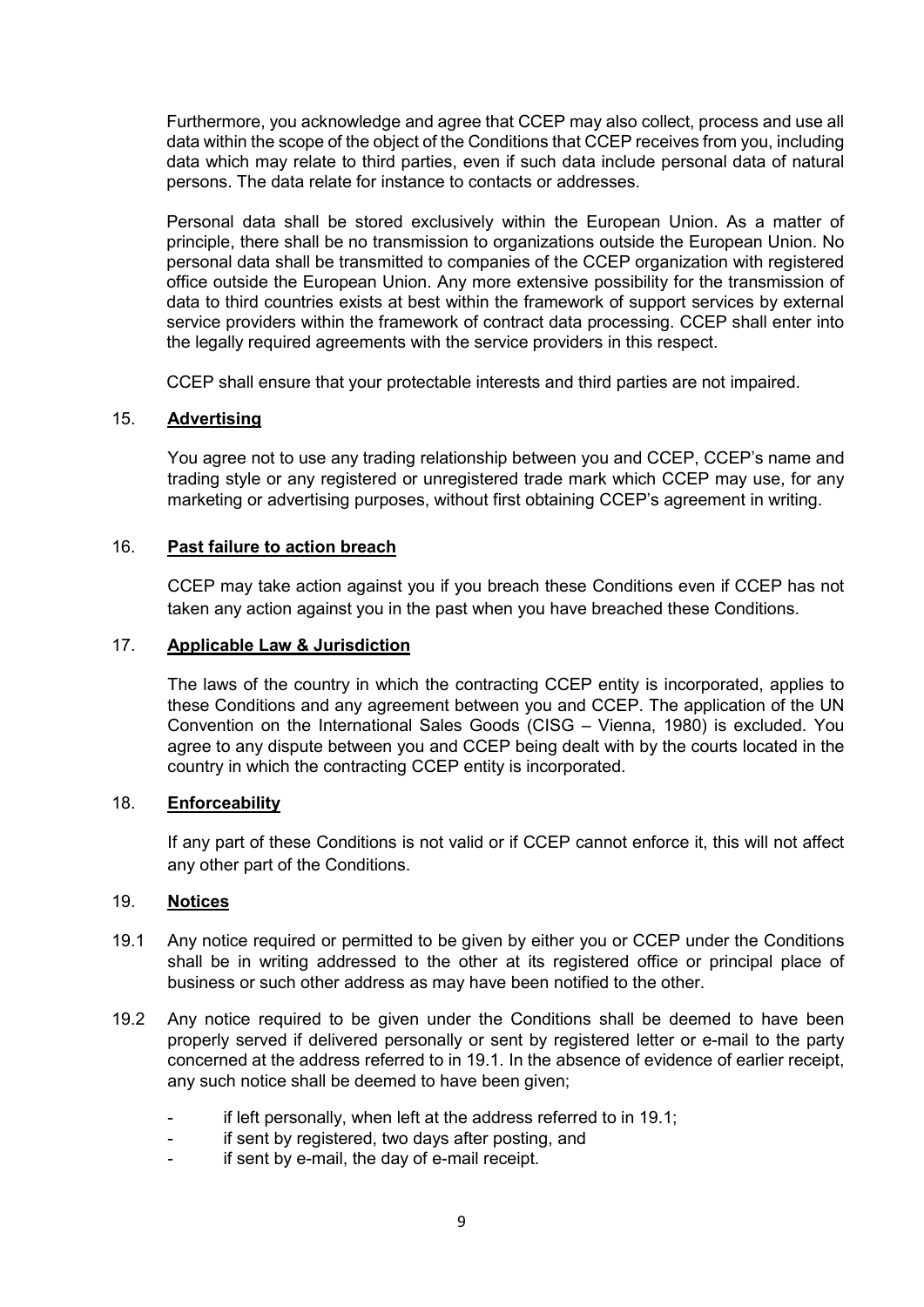Furthermore, you acknowledge and agree that CCEP may also collect, process and use all data within the scope of the object of the Conditions that CCEP receives from you, including data which may relate to third parties, even if such data include personal data of natural persons. The data relate for instance to contacts or addresses.

Personal data shall be stored exclusively within the European Union. As a matter of principle, there shall be no transmission to organizations outside the European Union. No personal data shall be transmitted to companies of the CCEP organization with registered office outside the European Union. Any more extensive possibility for the transmission of data to third countries exists at best within the framework of support services by external service providers within the framework of contract data processing. CCEP shall enter into the legally required agreements with the service providers in this respect.

CCEP shall ensure that your protectable interests and third parties are not impaired.

## 15. **Advertising**

You agree not to use any trading relationship between you and CCEP, CCEP's name and trading style or any registered or unregistered trade mark which CCEP may use, for any marketing or advertising purposes, without first obtaining CCEP's agreement in writing.

## 16. **Past failure to action breach**

CCEP may take action against you if you breach these Conditions even if CCEP has not taken any action against you in the past when you have breached these Conditions.

## 17. **Applicable Law & Jurisdiction**

The laws of the country in which the contracting CCEP entity is incorporated, applies to these Conditions and any agreement between you and CCEP. The application of the UN Convention on the International Sales Goods (CISG – Vienna, 1980) is excluded. You agree to any dispute between you and CCEP being dealt with by the courts located in the country in which the contracting CCEP entity is incorporated.

## 18. **Enforceability**

If any part of these Conditions is not valid or if CCEP cannot enforce it, this will not affect any other part of the Conditions.

## 19. **Notices**

19.1 Any notice required or permitted to be given by either you or CCEP under the Conditions shall be in writing addressed to the other at its registered office or principal place of business or such other address as may have been notified to the other.

19.2 Any notice required to be given under the Conditions shall be deemed to have been properly served if delivered personally or sent by registered letter or e-mail to the party concerned at the address referred to in 19.1. In the absence of evidence of earlier receipt, any such notice shall be deemed to have been given;

- if left personally, when left at the address referred to in 19.1;
- if sent by registered, two days after posting, and
- if sent by e-mail, the day of e-mail receipt.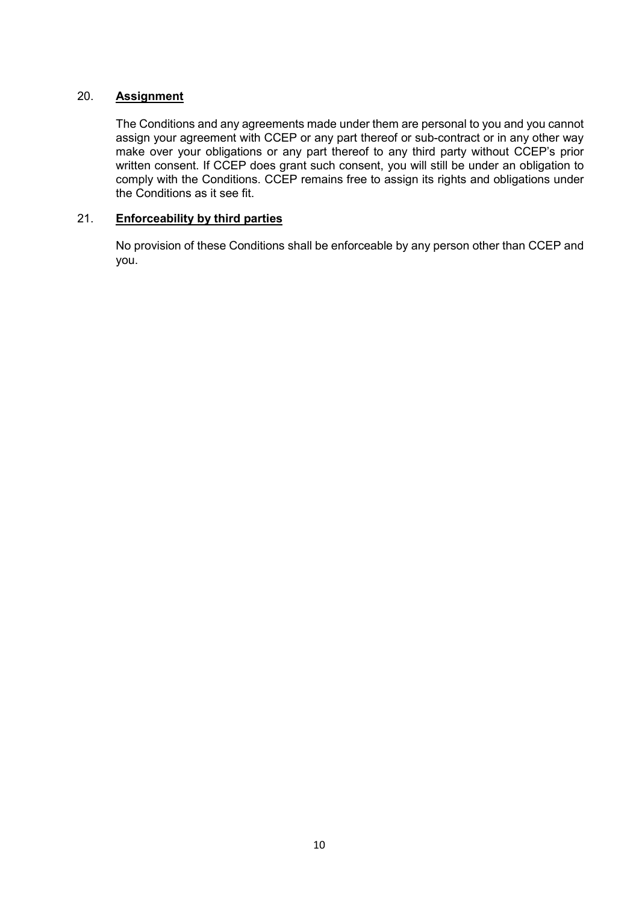20. **Assignment**

The Conditions and any agreements made under them are personal to you and you cannot assign your agreement with CCEP or any part thereof or sub-contract or in any other way make over your obligations or any part thereof to any third party without CCEP's prior written consent. If CCEP does grant such consent, you will still be under an obligation to comply with the Conditions. CCEP remains free to assign its rights and obligations under the Conditions as it see fit.

21. **Enforceability by third parties**

No provision of these Conditions shall be enforceable by any person other than CCEP and you.